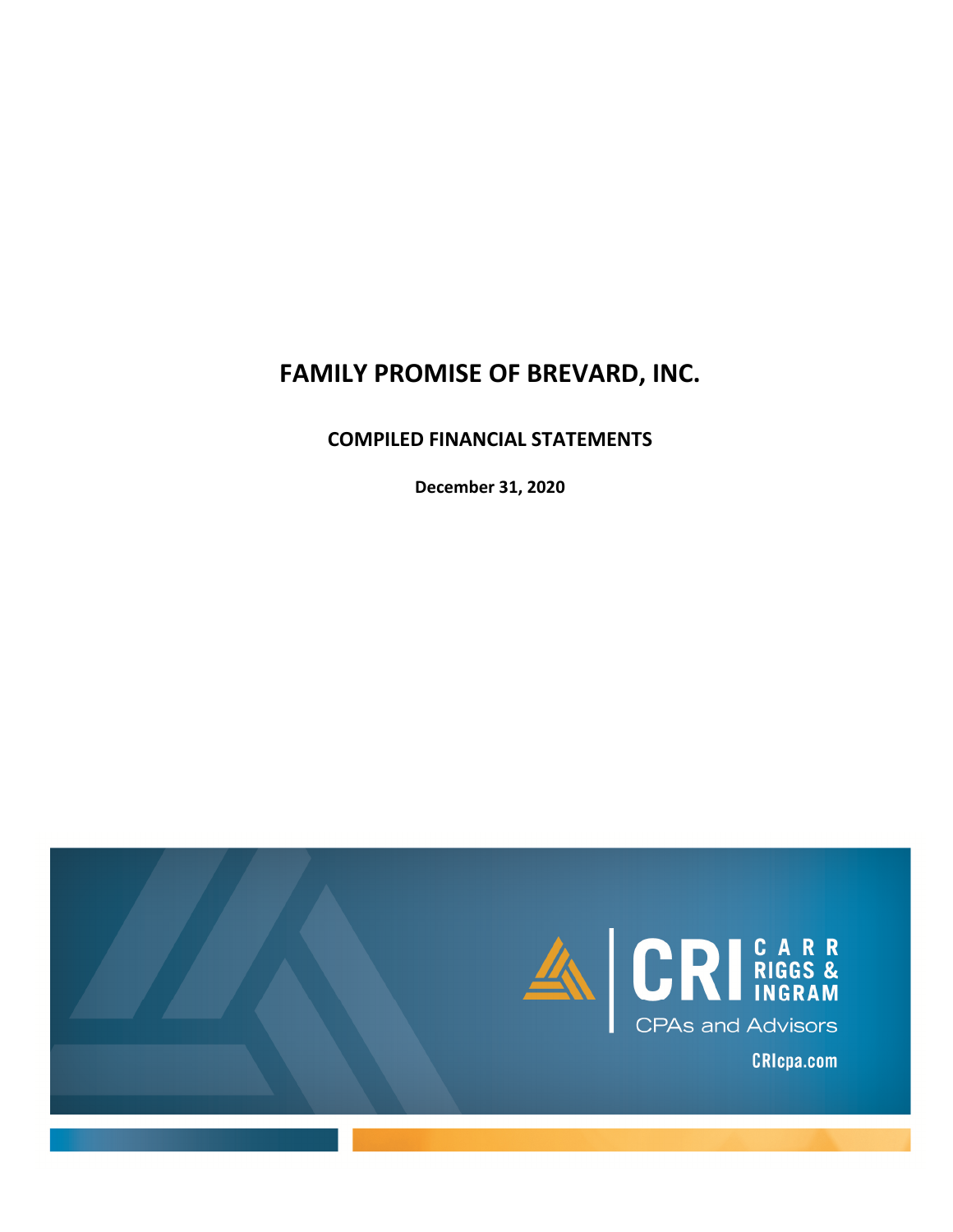# FAMILY PROMISE OF BREVARD, INC.

## COMPILED FINANCIAL STATEMENTS

**December 31, 2020**

CRI CARR RIGGS & INGRAM

CPAs and Advisors

CRIcpa.com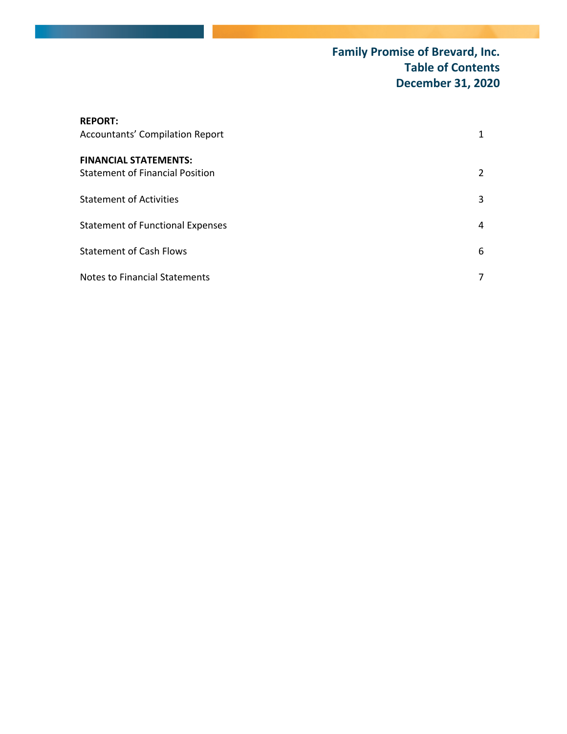# Family Promise of Brevard, Inc.
# Table of Contents
# December 31, 2020

| | |
|---|---|
| **REPORT:** | |
| Accountants' Compilation Report | 1 |
| **FINANCIAL STATEMENTS:** | |
| Statement of Financial Position | 2 |
| Statement of Activities | 3 |
| Statement of Functional Expenses | 4 |
| Statement of Cash Flows | 6 |
| Notes to Financial Statements | 7 |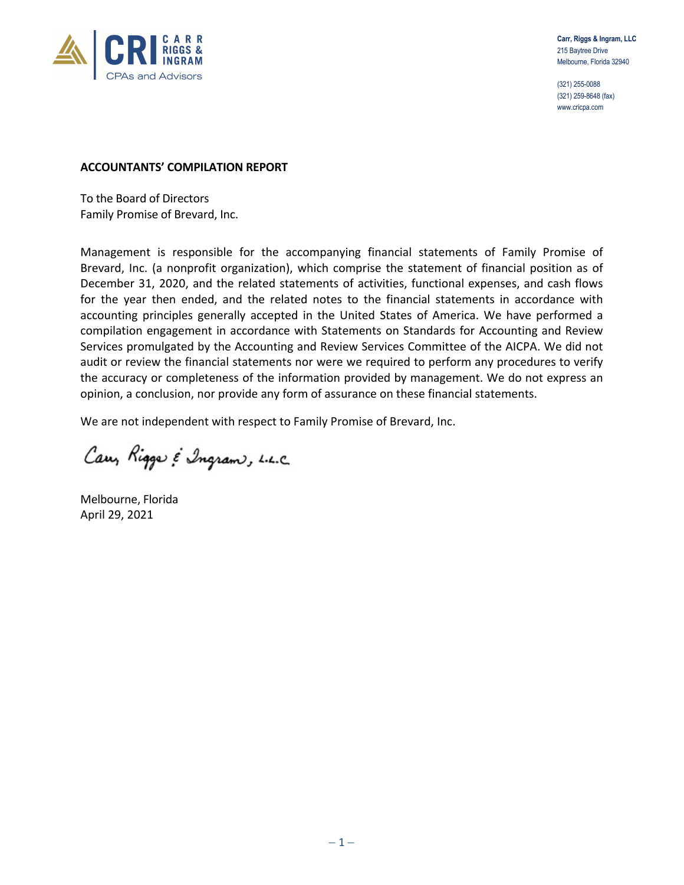Carr, Riggs & Ingram, LLC
215 Baytree Drive
Melbourne, Florida 32940

(321) 255-0088
(321) 259-8648 (fax)
www.cricpa.com

**ACCOUNTANTS' COMPILATION REPORT**

To the Board of Directors
Family Promise of Brevard, Inc.

Management is responsible for the accompanying financial statements of Family Promise of Brevard, Inc. (a nonprofit organization), which comprise the statement of financial position as of December 31, 2020, and the related statements of activities, functional expenses, and cash flows for the year then ended, and the related notes to the financial statements in accordance with accounting principles generally accepted in the United States of America. We have performed a compilation engagement in accordance with Statements on Standards for Accounting and Review Services promulgated by the Accounting and Review Services Committee of the AICPA. We did not audit or review the financial statements nor were we required to perform any procedures to verify the accuracy or completeness of the information provided by management. We do not express an opinion, a conclusion, nor provide any form of assurance on these financial statements.

We are not independent with respect to Family Promise of Brevard, Inc.

Carr, Riggs & Ingram, L.L.C.

Melbourne, Florida
April 29, 2021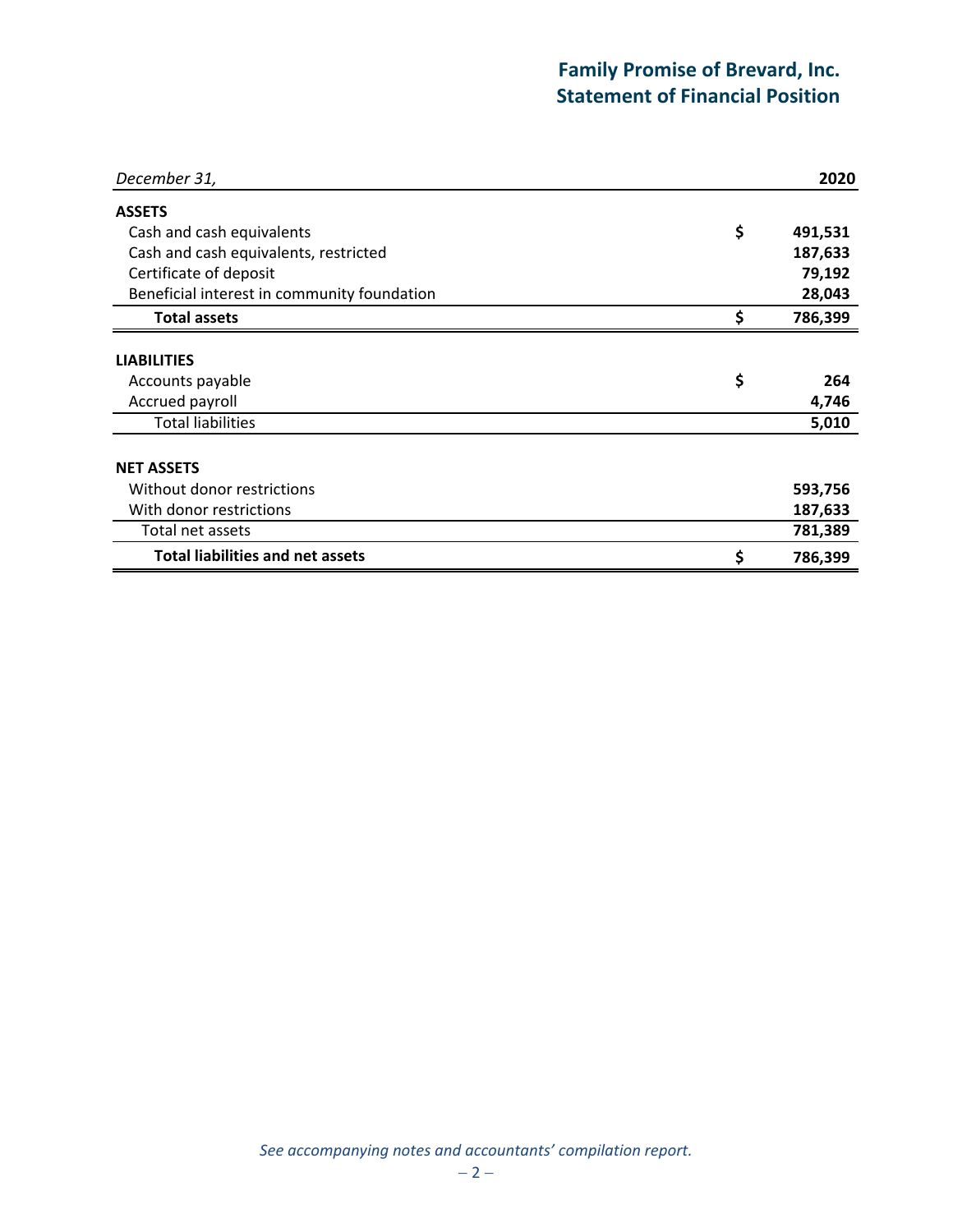# Family Promise of Brevard, Inc.
## Statement of Financial Position

| *December 31,* | | **2020** |
|---|---|---|
| **ASSETS** | | |
| Cash and cash equivalents | $ | 491,531 |
| Cash and cash equivalents, restricted | | 187,633 |
| Certificate of deposit | | 79,192 |
| Beneficial interest in community foundation | | 28,043 |
| **Total assets** | $ | 786,399 |
| | | |
| **LIABILITIES** | | |
| Accounts payable | $ | 264 |
| Accrued payroll | | 4,746 |
| Total liabilities | | 5,010 |
| | | |
| **NET ASSETS** | | |
| Without donor restrictions | | 593,756 |
| With donor restrictions | | 187,633 |
| Total net assets | | 781,389 |
| **Total liabilities and net assets** | $ | 786,399 |

*See accompanying notes and accountants' compilation report.*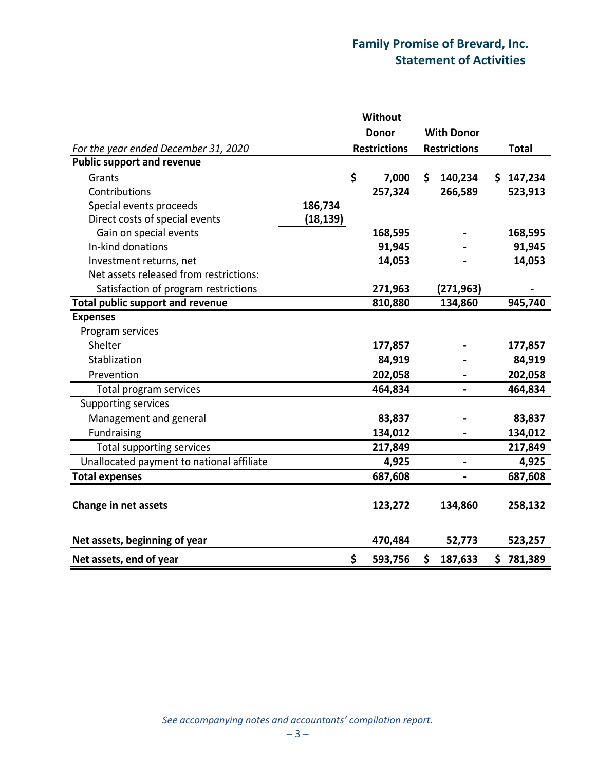# Family Promise of Brevard, Inc.
## Statement of Activities

| *For the year ended December 31, 2020* | | Without Donor Restrictions | With Donor Restrictions | Total |
|---|---|---|---|---|
| **Public support and revenue** | | | | |
| Grants | | $ 7,000 | $ 140,234 | $ 147,234 |
| Contributions | | 257,324 | 266,589 | 523,913 |
| Special events proceeds | 186,734 | | | |
| Direct costs of special events | (18,139) | | | |
| Gain on special events | | 168,595 | - | 168,595 |
| In-kind donations | | 91,945 | - | 91,945 |
| Investment returns, net | | 14,053 | - | 14,053 |
| Net assets released from restrictions: | | | | |
| Satisfaction of program restrictions | | 271,963 | (271,963) | - |
| **Total public support and revenue** | | 810,880 | 134,860 | 945,740 |
| **Expenses** | | | | |
| Program services | | | | |
| Shelter | | 177,857 | - | 177,857 |
| Stablization | | 84,919 | - | 84,919 |
| Prevention | | 202,058 | - | 202,058 |
| Total program services | | 464,834 | - | 464,834 |
| Supporting services | | | | |
| Management and general | | 83,837 | - | 83,837 |
| Fundraising | | 134,012 | - | 134,012 |
| Total supporting services | | 217,849 | | 217,849 |
| Unallocated payment to national affiliate | | 4,925 | - | 4,925 |
| **Total expenses** | | 687,608 | - | 687,608 |
| **Change in net assets** | | 123,272 | 134,860 | 258,132 |
| **Net assets, beginning of year** | | 470,484 | 52,773 | 523,257 |
| **Net assets, end of year** | | $ 593,756 | $ 187,633 | $ 781,389 |

*See accompanying notes and accountants' compilation report.*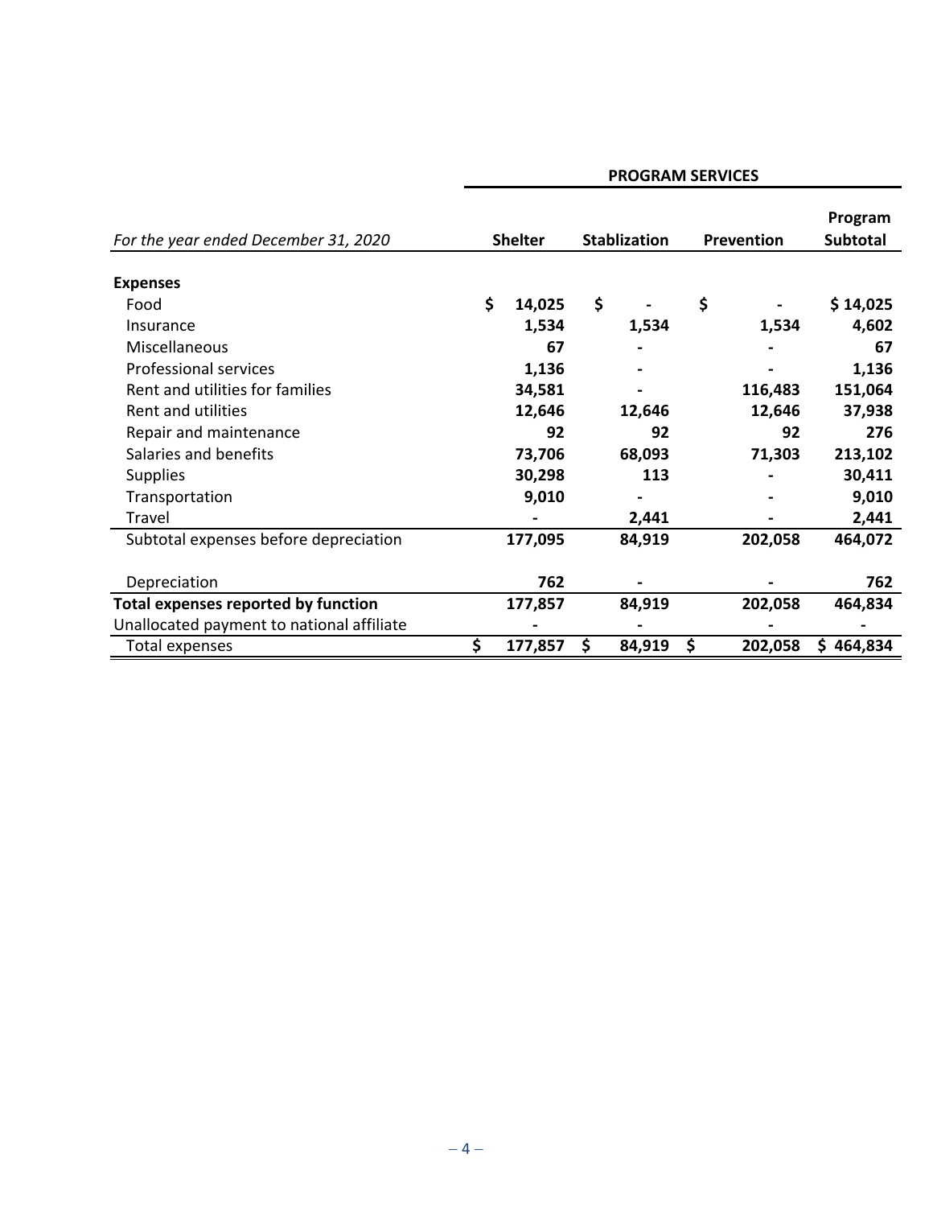| For the year ended December 31, 2020 | PROGRAM SERVICES | | | |
|---|---|---|---|---|
| | Shelter | Stablization | Prevention | Program Subtotal |
| **Expenses** | | | | |
| Food | $ 14,025 | $ - | $ - | $ 14,025 |
| Insurance | 1,534 | 1,534 | 1,534 | 4,602 |
| Miscellaneous | 67 | - | - | 67 |
| Professional services | 1,136 | - | - | 1,136 |
| Rent and utilities for families | 34,581 | - | 116,483 | 151,064 |
| Rent and utilities | 12,646 | 12,646 | 12,646 | 37,938 |
| Repair and maintenance | 92 | 92 | 92 | 276 |
| Salaries and benefits | 73,706 | 68,093 | 71,303 | 213,102 |
| Supplies | 30,298 | 113 | - | 30,411 |
| Transportation | 9,010 | - | - | 9,010 |
| Travel | - | 2,441 | - | 2,441 |
| Subtotal expenses before depreciation | 177,095 | 84,919 | 202,058 | 464,072 |
| Depreciation | 762 | - | - | 762 |
| **Total expenses reported by function** | 177,857 | 84,919 | 202,058 | 464,834 |
| Unallocated payment to national affiliate | - | - | - | - |
| Total expenses | $ 177,857 | $ 84,919 | $ 202,058 | $ 464,834 |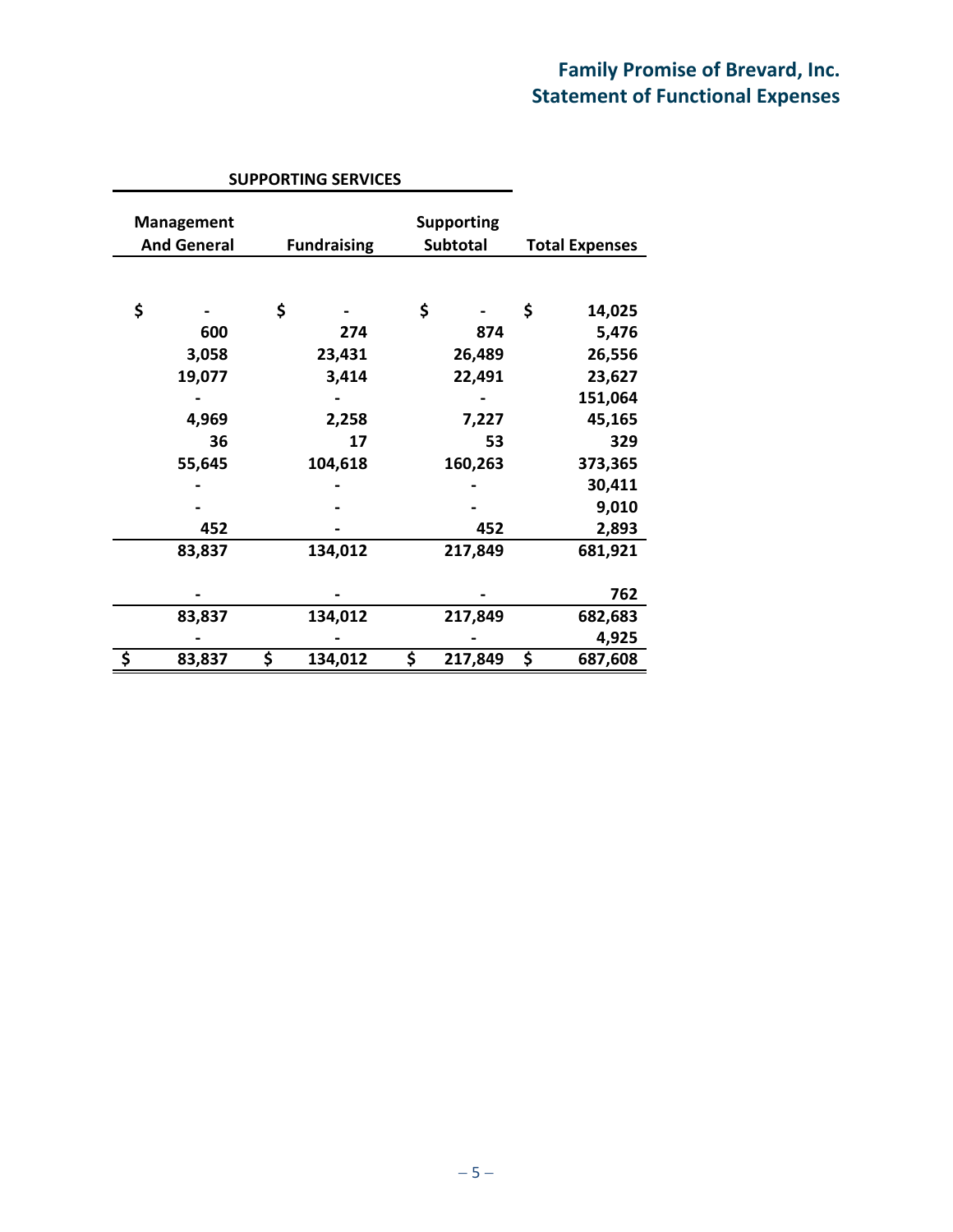# Family Promise of Brevard, Inc.
## Statement of Functional Expenses

| SUPPORTING SERVICES | | | |
|---|---|---|---|
| Management And General | Fundraising | Supporting Subtotal | Total Expenses |
| $ - | $ - | $ - | $ 14,025 |
| 600 | 274 | 874 | 5,476 |
| 3,058 | 23,431 | 26,489 | 26,556 |
| 19,077 | 3,414 | 22,491 | 23,627 |
| - | - | - | 151,064 |
| 4,969 | 2,258 | 7,227 | 45,165 |
| 36 | 17 | 53 | 329 |
| 55,645 | 104,618 | 160,263 | 373,365 |
| - | - | - | 30,411 |
| - | - | - | 9,010 |
| 452 | - | 452 | 2,893 |
| 83,837 | 134,012 | 217,849 | 681,921 |
| - | - | - | 762 |
| 83,837 | 134,012 | 217,849 | 682,683 |
| - | - | - | 4,925 |
| $ 83,837 | $ 134,012 | $ 217,849 | $ 687,608 |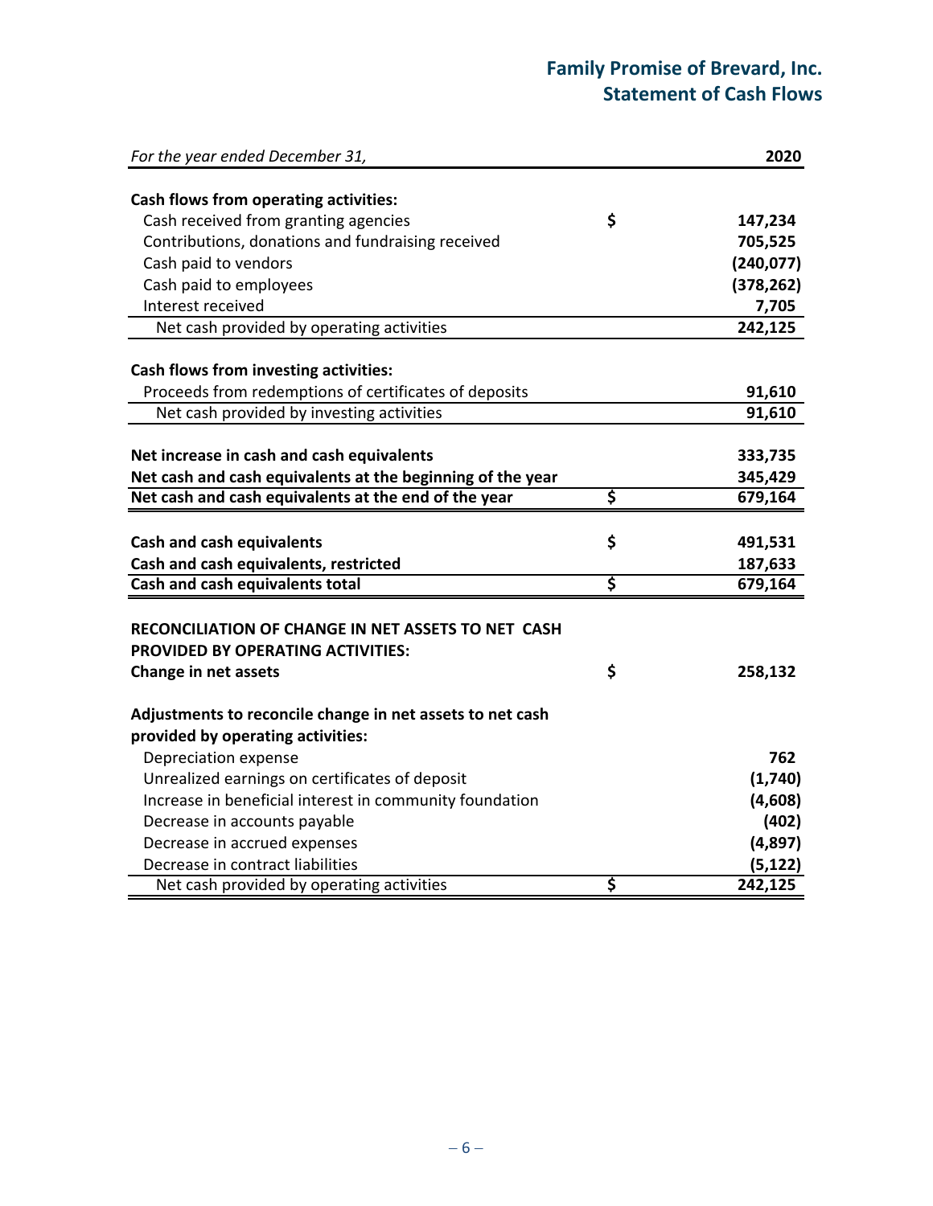# Family Promise of Brevard, Inc.
## Statement of Cash Flows

| *For the year ended December 31,* | | **2020** |
|---|---|---|
| **Cash flows from operating activities:** | | |
| Cash received from granting agencies | $ | 147,234 |
| Contributions, donations and fundraising received | | 705,525 |
| Cash paid to vendors | | (240,077) |
| Cash paid to employees | | (378,262) |
| Interest received | | 7,705 |
| Net cash provided by operating activities | | 242,125 |
| **Cash flows from investing activities:** | | |
| Proceeds from redemptions of certificates of deposits | | 91,610 |
| Net cash provided by investing activities | | 91,610 |
| **Net increase in cash and cash equivalents** | | **333,735** |
| **Net cash and cash equivalents at the beginning of the year** | | **345,429** |
| **Net cash and cash equivalents at the end of the year** | **$** | **679,164** |
| **Cash and cash equivalents** | **$** | **491,531** |
| **Cash and cash equivalents, restricted** | | **187,633** |
| **Cash and cash equivalents total** | **$** | **679,164** |
| **RECONCILIATION OF CHANGE IN NET ASSETS TO NET CASH PROVIDED BY OPERATING ACTIVITIES:** | | |
| **Change in net assets** | **$** | **258,132** |
| **Adjustments to reconcile change in net assets to net cash provided by operating activities:** | | |
| Depreciation expense | | 762 |
| Unrealized earnings on certificates of deposit | | (1,740) |
| Increase in beneficial interest in community foundation | | (4,608) |
| Decrease in accounts payable | | (402) |
| Decrease in accrued expenses | | (4,897) |
| Decrease in contract liabilities | | (5,122) |
| Net cash provided by operating activities | $ | 242,125 |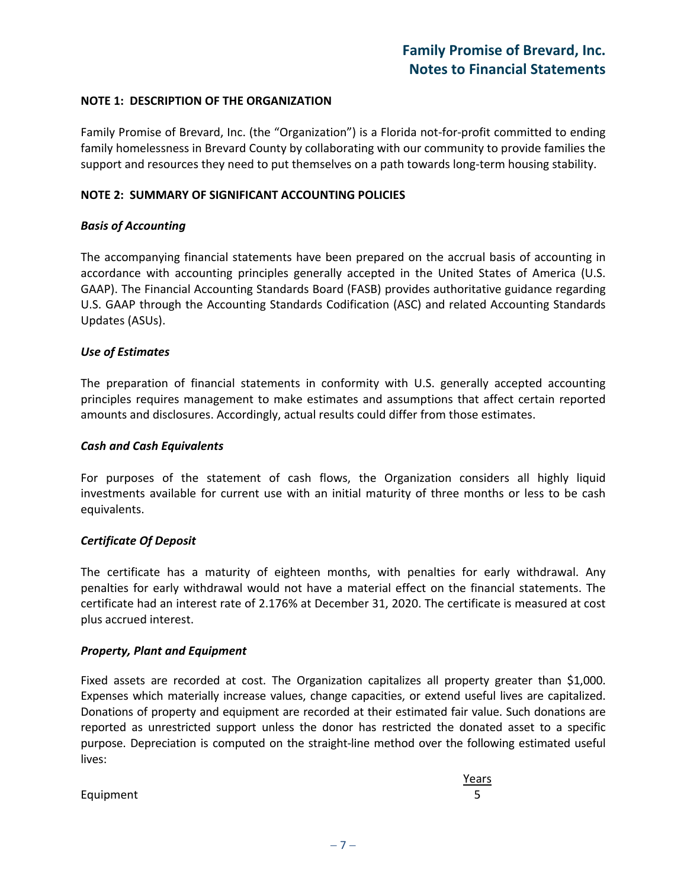# Family Promise of Brevard, Inc.
## Notes to Financial Statements

**NOTE 1: DESCRIPTION OF THE ORGANIZATION**

Family Promise of Brevard, Inc. (the "Organization") is a Florida not-for-profit committed to ending family homelessness in Brevard County by collaborating with our community to provide families the support and resources they need to put themselves on a path towards long-term housing stability.

**NOTE 2: SUMMARY OF SIGNIFICANT ACCOUNTING POLICIES**

***Basis of Accounting***

The accompanying financial statements have been prepared on the accrual basis of accounting in accordance with accounting principles generally accepted in the United States of America (U.S. GAAP). The Financial Accounting Standards Board (FASB) provides authoritative guidance regarding U.S. GAAP through the Accounting Standards Codification (ASC) and related Accounting Standards Updates (ASUs).

***Use of Estimates***

The preparation of financial statements in conformity with U.S. generally accepted accounting principles requires management to make estimates and assumptions that affect certain reported amounts and disclosures. Accordingly, actual results could differ from those estimates.

***Cash and Cash Equivalents***

For purposes of the statement of cash flows, the Organization considers all highly liquid investments available for current use with an initial maturity of three months or less to be cash equivalents.

***Certificate Of Deposit***

The certificate has a maturity of eighteen months, with penalties for early withdrawal. Any penalties for early withdrawal would not have a material effect on the financial statements. The certificate had an interest rate of 2.176% at December 31, 2020. The certificate is measured at cost plus accrued interest.

***Property, Plant and Equipment***

Fixed assets are recorded at cost. The Organization capitalizes all property greater than $1,000. Expenses which materially increase values, change capacities, or extend useful lives are capitalized. Donations of property and equipment are recorded at their estimated fair value. Such donations are reported as unrestricted support unless the donor has restricted the donated asset to a specific purpose. Depreciation is computed on the straight-line method over the following estimated useful lives:

| | Years |
|---|---|
| Equipment | 5 |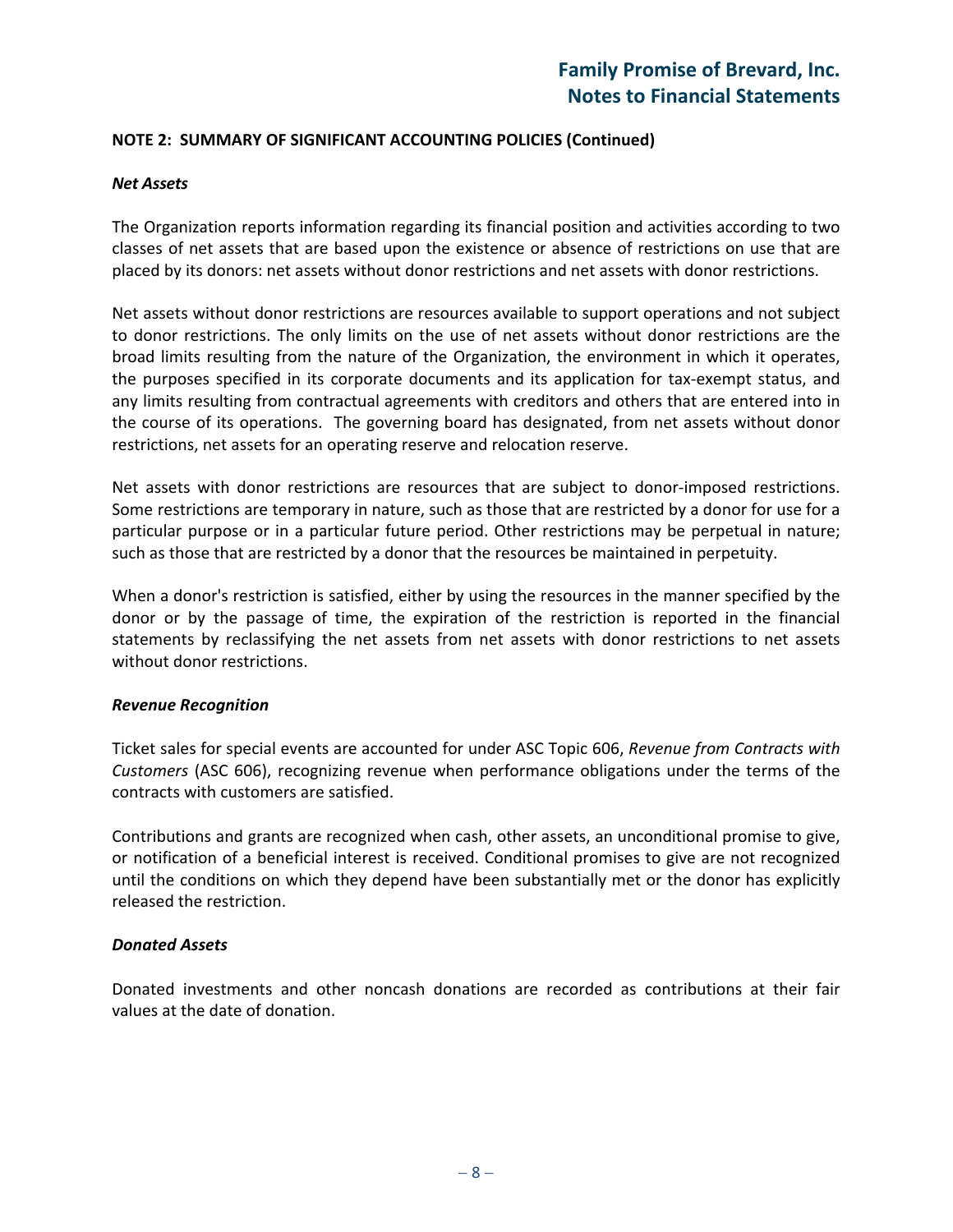**NOTE 2: SUMMARY OF SIGNIFICANT ACCOUNTING POLICIES (Continued)**

***Net Assets***

The Organization reports information regarding its financial position and activities according to two classes of net assets that are based upon the existence or absence of restrictions on use that are placed by its donors: net assets without donor restrictions and net assets with donor restrictions.

Net assets without donor restrictions are resources available to support operations and not subject to donor restrictions. The only limits on the use of net assets without donor restrictions are the broad limits resulting from the nature of the Organization, the environment in which it operates, the purposes specified in its corporate documents and its application for tax-exempt status, and any limits resulting from contractual agreements with creditors and others that are entered into in the course of its operations. The governing board has designated, from net assets without donor restrictions, net assets for an operating reserve and relocation reserve.

Net assets with donor restrictions are resources that are subject to donor-imposed restrictions. Some restrictions are temporary in nature, such as those that are restricted by a donor for use for a particular purpose or in a particular future period. Other restrictions may be perpetual in nature; such as those that are restricted by a donor that the resources be maintained in perpetuity.

When a donor's restriction is satisfied, either by using the resources in the manner specified by the donor or by the passage of time, the expiration of the restriction is reported in the financial statements by reclassifying the net assets from net assets with donor restrictions to net assets without donor restrictions.

***Revenue Recognition***

Ticket sales for special events are accounted for under ASC Topic 606, *Revenue from Contracts with Customers* (ASC 606), recognizing revenue when performance obligations under the terms of the contracts with customers are satisfied.

Contributions and grants are recognized when cash, other assets, an unconditional promise to give, or notification of a beneficial interest is received. Conditional promises to give are not recognized until the conditions on which they depend have been substantially met or the donor has explicitly released the restriction.

***Donated Assets***

Donated investments and other noncash donations are recorded as contributions at their fair values at the date of donation.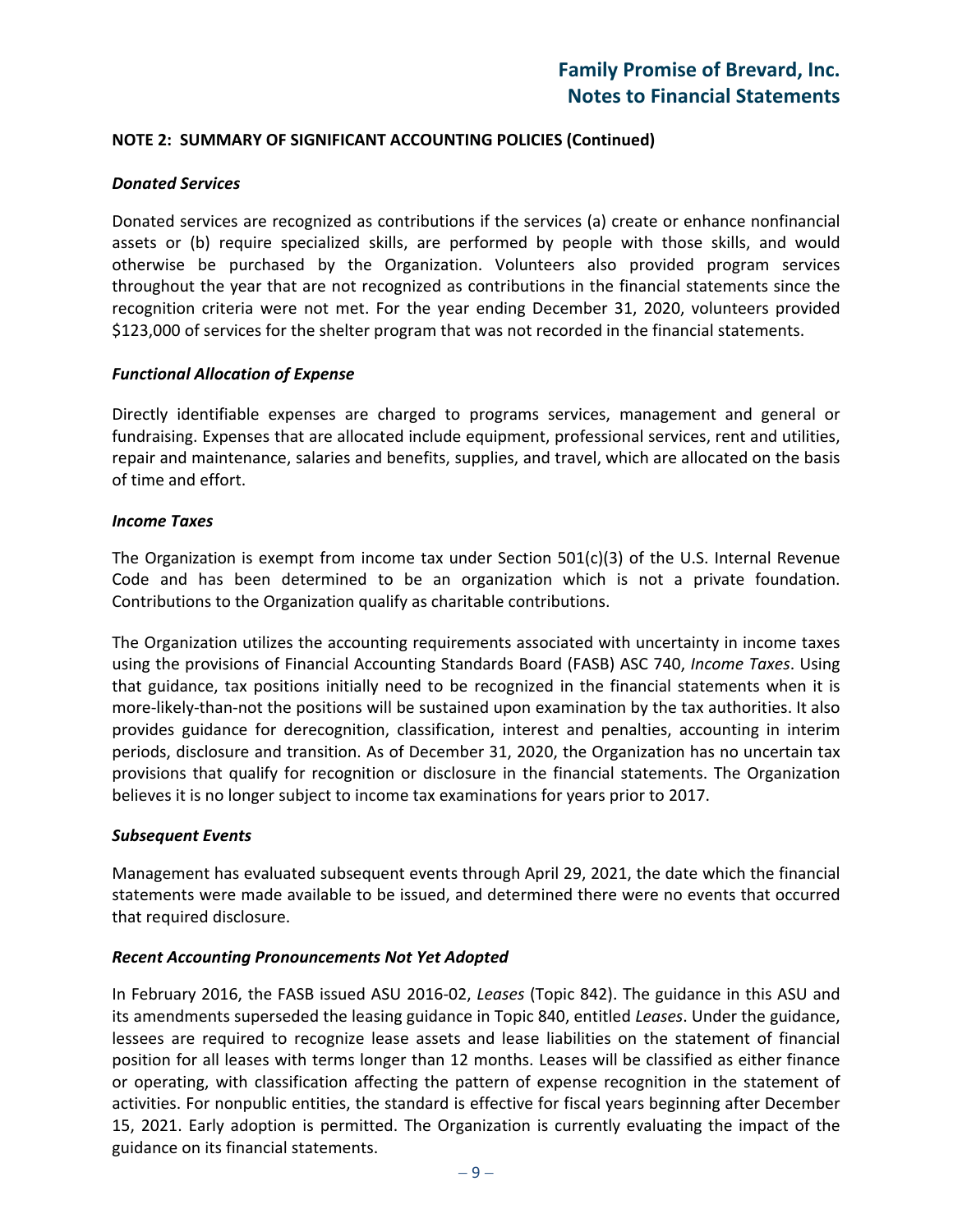**NOTE 2: SUMMARY OF SIGNIFICANT ACCOUNTING POLICIES (Continued)**

***Donated Services***

Donated services are recognized as contributions if the services (a) create or enhance nonfinancial assets or (b) require specialized skills, are performed by people with those skills, and would otherwise be purchased by the Organization. Volunteers also provided program services throughout the year that are not recognized as contributions in the financial statements since the recognition criteria were not met. For the year ending December 31, 2020, volunteers provided $123,000 of services for the shelter program that was not recorded in the financial statements.

***Functional Allocation of Expense***

Directly identifiable expenses are charged to programs services, management and general or fundraising. Expenses that are allocated include equipment, professional services, rent and utilities, repair and maintenance, salaries and benefits, supplies, and travel, which are allocated on the basis of time and effort.

***Income Taxes***

The Organization is exempt from income tax under Section 501(c)(3) of the U.S. Internal Revenue Code and has been determined to be an organization which is not a private foundation. Contributions to the Organization qualify as charitable contributions.

The Organization utilizes the accounting requirements associated with uncertainty in income taxes using the provisions of Financial Accounting Standards Board (FASB) ASC 740, *Income Taxes*. Using that guidance, tax positions initially need to be recognized in the financial statements when it is more-likely-than-not the positions will be sustained upon examination by the tax authorities. It also provides guidance for derecognition, classification, interest and penalties, accounting in interim periods, disclosure and transition. As of December 31, 2020, the Organization has no uncertain tax provisions that qualify for recognition or disclosure in the financial statements. The Organization believes it is no longer subject to income tax examinations for years prior to 2017.

***Subsequent Events***

Management has evaluated subsequent events through April 29, 2021, the date which the financial statements were made available to be issued, and determined there were no events that occurred that required disclosure.

***Recent Accounting Pronouncements Not Yet Adopted***

In February 2016, the FASB issued ASU 2016-02, *Leases* (Topic 842). The guidance in this ASU and its amendments superseded the leasing guidance in Topic 840, entitled *Leases*. Under the guidance, lessees are required to recognize lease assets and lease liabilities on the statement of financial position for all leases with terms longer than 12 months. Leases will be classified as either finance or operating, with classification affecting the pattern of expense recognition in the statement of activities. For nonpublic entities, the standard is effective for fiscal years beginning after December 15, 2021. Early adoption is permitted. The Organization is currently evaluating the impact of the guidance on its financial statements.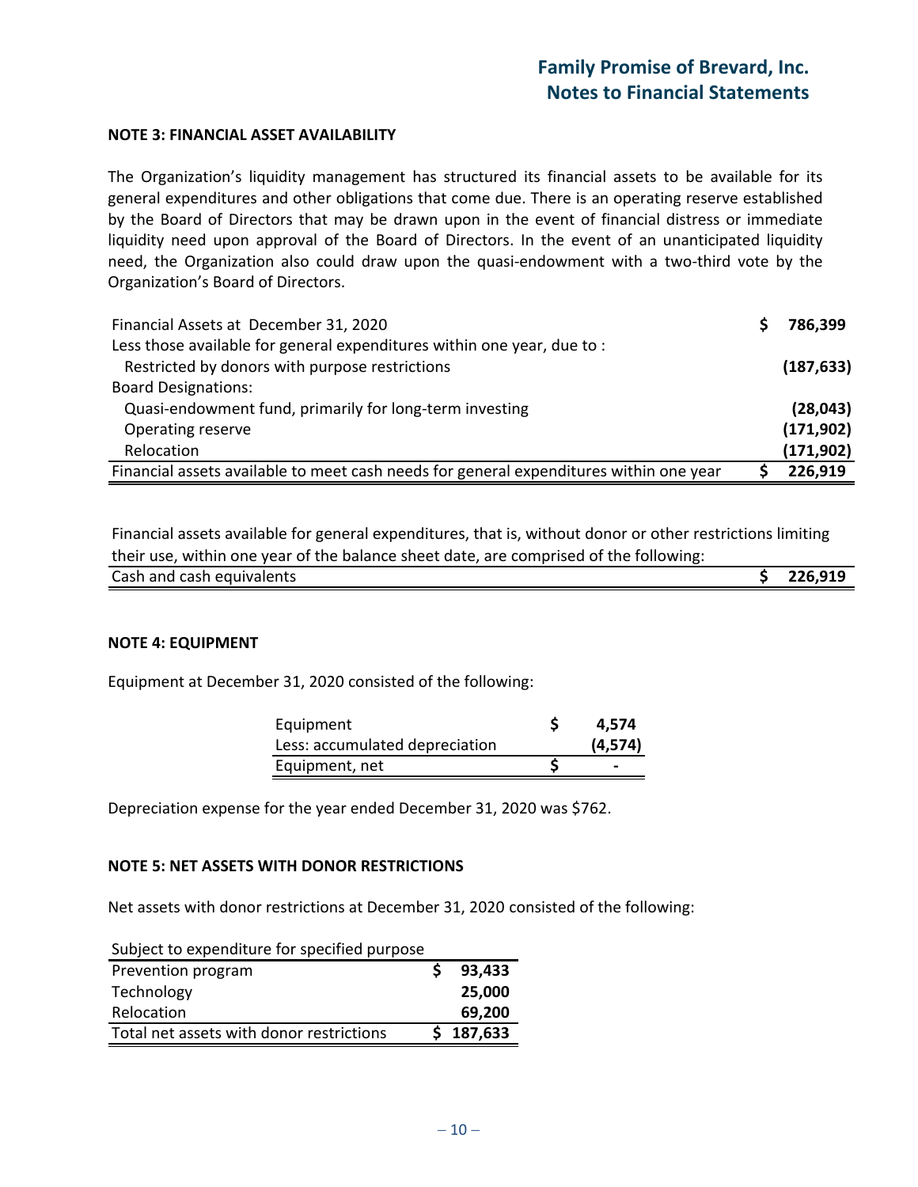### NOTE 3: FINANCIAL ASSET AVAILABILITY

The Organization's liquidity management has structured its financial assets to be available for its general expenditures and other obligations that come due. There is an operating reserve established by the Board of Directors that may be drawn upon in the event of financial distress or immediate liquidity need upon approval of the Board of Directors. In the event of an unanticipated liquidity need, the Organization also could draw upon the quasi-endowment with a two-third vote by the Organization's Board of Directors.

| | |
|---|---|
| Financial Assets at December 31, 2020 | $ 786,399 |
| Less those available for general expenditures within one year, due to : | |
| Restricted by donors with purpose restrictions | (187,633) |
| Board Designations: | |
| Quasi-endowment fund, primarily for long-term investing | (28,043) |
| Operating reserve | (171,902) |
| Relocation | (171,902) |
| Financial assets available to meet cash needs for general expenditures within one year | $ 226,919 |

Financial assets available for general expenditures, that is, without donor or other restrictions limiting their use, within one year of the balance sheet date, are comprised of the following:

| | |
|---|---|
| Cash and cash equivalents | $ 226,919 |

### NOTE 4: EQUIPMENT

Equipment at December 31, 2020 consisted of the following:

| | |
|---|---|
| Equipment | $ 4,574 |
| Less: accumulated depreciation | (4,574) |
| Equipment, net | $ - |

Depreciation expense for the year ended December 31, 2020 was $762.

### NOTE 5: NET ASSETS WITH DONOR RESTRICTIONS

Net assets with donor restrictions at December 31, 2020 consisted of the following:

| Subject to expenditure for specified purpose | |
|---|---|
| Prevention program | $ 93,433 |
| Technology | 25,000 |
| Relocation | 69,200 |
| Total net assets with donor restrictions | $ 187,633 |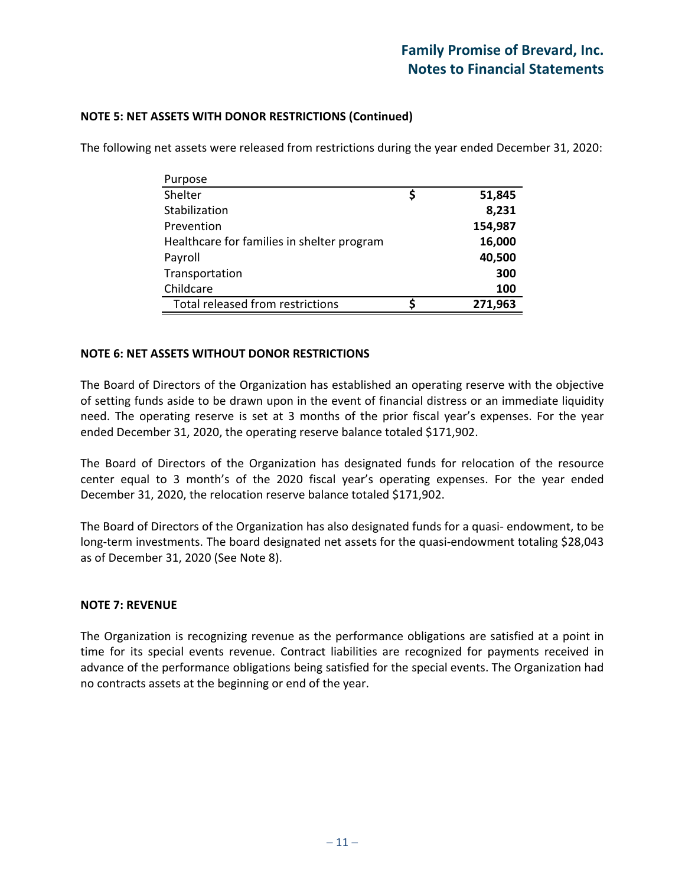### NOTE 5: NET ASSETS WITH DONOR RESTRICTIONS (Continued)

The following net assets were released from restrictions during the year ended December 31, 2020:

| Purpose | | |
|---|---|---|
| Shelter | $ | **51,845** |
| Stabilization | | **8,231** |
| Prevention | | **154,987** |
| Healthcare for families in shelter program | | **16,000** |
| Payroll | | **40,500** |
| Transportation | | **300** |
| Childcare | | **100** |
| Total released from restrictions | $ | **271,963** |

### NOTE 6: NET ASSETS WITHOUT DONOR RESTRICTIONS

The Board of Directors of the Organization has established an operating reserve with the objective of setting funds aside to be drawn upon in the event of financial distress or an immediate liquidity need. The operating reserve is set at 3 months of the prior fiscal year's expenses. For the year ended December 31, 2020, the operating reserve balance totaled $171,902.

The Board of Directors of the Organization has designated funds for relocation of the resource center equal to 3 month's of the 2020 fiscal year's operating expenses. For the year ended December 31, 2020, the relocation reserve balance totaled $171,902.

The Board of Directors of the Organization has also designated funds for a quasi- endowment, to be long-term investments. The board designated net assets for the quasi-endowment totaling $28,043 as of December 31, 2020 (See Note 8).

### NOTE 7: REVENUE

The Organization is recognizing revenue as the performance obligations are satisfied at a point in time for its special events revenue. Contract liabilities are recognized for payments received in advance of the performance obligations being satisfied for the special events. The Organization had no contracts assets at the beginning or end of the year.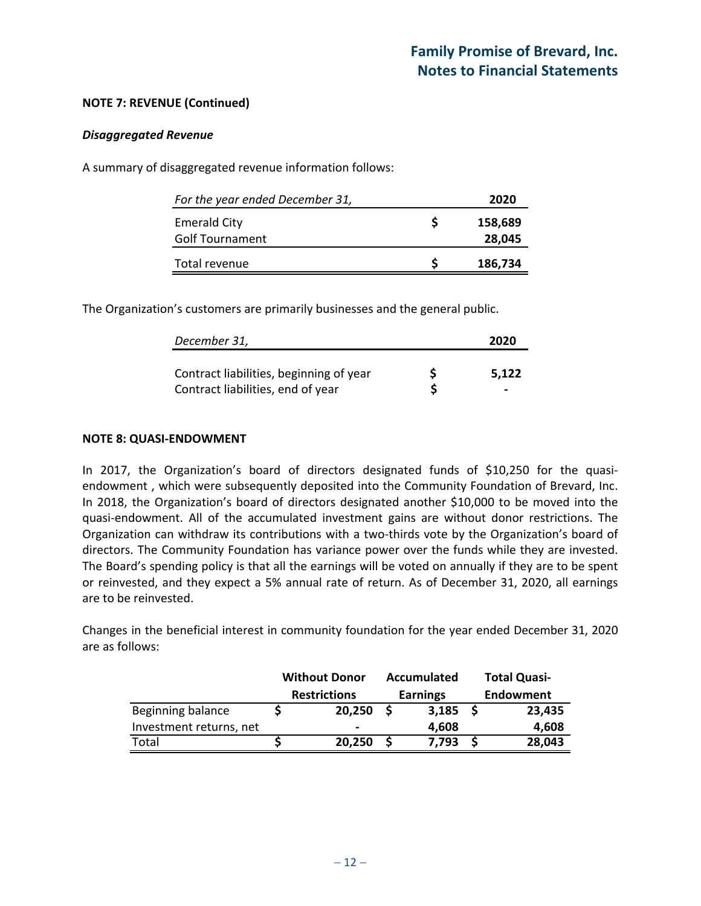**NOTE 7: REVENUE (Continued)**

***Disaggregated Revenue***

A summary of disaggregated revenue information follows:

| *For the year ended December 31,* | | 2020 |
|---|---|---|
| Emerald City | $ | 158,689 |
| Golf Tournament | | 28,045 |
| Total revenue | $ | 186,734 |

The Organization's customers are primarily businesses and the general public.

| *December 31,* | | 2020 |
|---|---|---|
| Contract liabilities, beginning of year | $ | 5,122 |
| Contract liabilities, end of year | $ | - |

**NOTE 8: QUASI-ENDOWMENT**

In 2017, the Organization's board of directors designated funds of $10,250 for the quasi-endowment , which were subsequently deposited into the Community Foundation of Brevard, Inc. In 2018, the Organization's board of directors designated another $10,000 to be moved into the quasi-endowment. All of the accumulated investment gains are without donor restrictions. The Organization can withdraw its contributions with a two-thirds vote by the Organization's board of directors. The Community Foundation has variance power over the funds while they are invested. The Board's spending policy is that all the earnings will be voted on annually if they are to be spent or reinvested, and they expect a 5% annual rate of return. As of December 31, 2020, all earnings are to be reinvested.

Changes in the beneficial interest in community foundation for the year ended December 31, 2020 are as follows:

| | Without Donor Restrictions | Accumulated Earnings | Total Quasi-Endowment |
|---|---|---|---|
| Beginning balance | $ 20,250 | $ 3,185 | $ 23,435 |
| Investment returns, net | - | 4,608 | 4,608 |
| Total | $ 20,250 | $ 7,793 | $ 28,043 |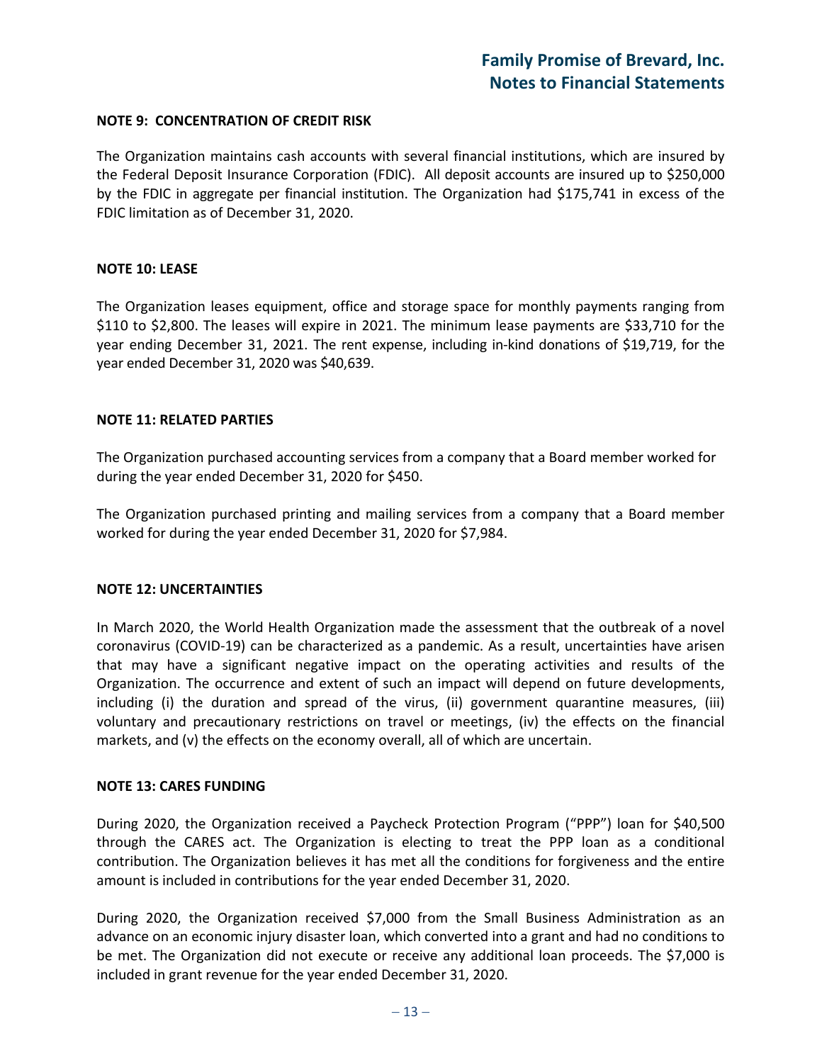**NOTE 9: CONCENTRATION OF CREDIT RISK**

The Organization maintains cash accounts with several financial institutions, which are insured by the Federal Deposit Insurance Corporation (FDIC). All deposit accounts are insured up to $250,000 by the FDIC in aggregate per financial institution. The Organization had $175,741 in excess of the FDIC limitation as of December 31, 2020.

**NOTE 10: LEASE**

The Organization leases equipment, office and storage space for monthly payments ranging from $110 to $2,800. The leases will expire in 2021. The minimum lease payments are $33,710 for the year ending December 31, 2021. The rent expense, including in-kind donations of $19,719, for the year ended December 31, 2020 was $40,639.

**NOTE 11: RELATED PARTIES**

The Organization purchased accounting services from a company that a Board member worked for during the year ended December 31, 2020 for $450.

The Organization purchased printing and mailing services from a company that a Board member worked for during the year ended December 31, 2020 for $7,984.

**NOTE 12: UNCERTAINTIES**

In March 2020, the World Health Organization made the assessment that the outbreak of a novel coronavirus (COVID-19) can be characterized as a pandemic. As a result, uncertainties have arisen that may have a significant negative impact on the operating activities and results of the Organization. The occurrence and extent of such an impact will depend on future developments, including (i) the duration and spread of the virus, (ii) government quarantine measures, (iii) voluntary and precautionary restrictions on travel or meetings, (iv) the effects on the financial markets, and (v) the effects on the economy overall, all of which are uncertain.

**NOTE 13: CARES FUNDING**

During 2020, the Organization received a Paycheck Protection Program ("PPP") loan for $40,500 through the CARES act. The Organization is electing to treat the PPP loan as a conditional contribution. The Organization believes it has met all the conditions for forgiveness and the entire amount is included in contributions for the year ended December 31, 2020.

During 2020, the Organization received $7,000 from the Small Business Administration as an advance on an economic injury disaster loan, which converted into a grant and had no conditions to be met. The Organization did not execute or receive any additional loan proceeds. The $7,000 is included in grant revenue for the year ended December 31, 2020.